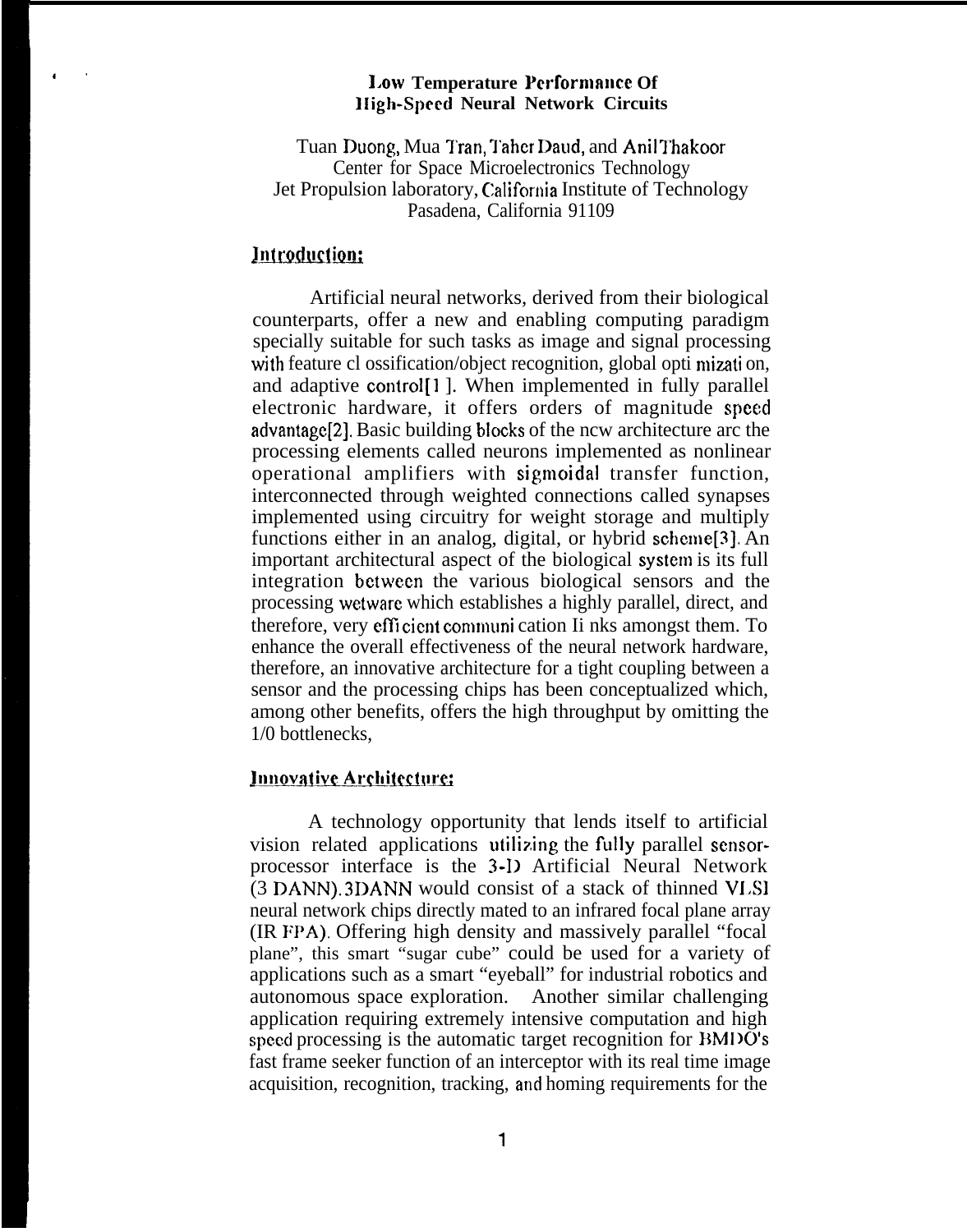**Low Temperature Performance Of High-Speed Neural Network Circuits**

Tuan Duong, Mua Tran, Taher Daud, and Anil Thakoor
Center for Space Microelectronics Technology
Jet Propulsion laboratory, California Institute of Technology
Pasadena, California 91109

## Introduction:

Artificial neural networks, derived from their biological counterparts, offer a new and enabling computing paradigm specially suitable for such tasks as image and signal processing with feature cl ossification/object recognition, global opti mizati on, and adaptive control[1]. When implemented in fully parallel electronic hardware, it offers orders of magnitude speed advantage[2]. Basic building blocks of the ncw architecture arc the processing elements called neurons implemented as nonlinear operational amplifiers with sigmoidal transfer function, interconnected through weighted connections called synapses implemented using circuitry for weight storage and multiply functions either in an analog, digital, or hybrid scheme[3]. An important architectural aspect of the biological system is its full integration between the various biological sensors and the processing wetware which establishes a highly parallel, direct, and therefore, very effi cient communi cation Ii nks amongst them. To enhance the overall effectiveness of the neural network hardware, therefore, an innovative architecture for a tight coupling between a sensor and the processing chips has been conceptualized which, among other benefits, offers the high throughput by omitting the 1/0 bottlenecks,

## Innovative Architecture:

A technology opportunity that lends itself to artificial vision related applications utilizing the fully parallel sensor-processor interface is the 3-D Artificial Neural Network (3 DANN). 3DANN would consist of a stack of thinned VLSI neural network chips directly mated to an infrared focal plane array (IR FPA). Offering high density and massively parallel "focal plane", this smart "sugar cube" could be used for a variety of applications such as a smart "eyeball" for industrial robotics and autonomous space exploration. Another similar challenging application requiring extremely intensive computation and high speed processing is the automatic target recognition for BMDO's fast frame seeker function of an interceptor with its real time image acquisition, recognition, tracking, and homing requirements for the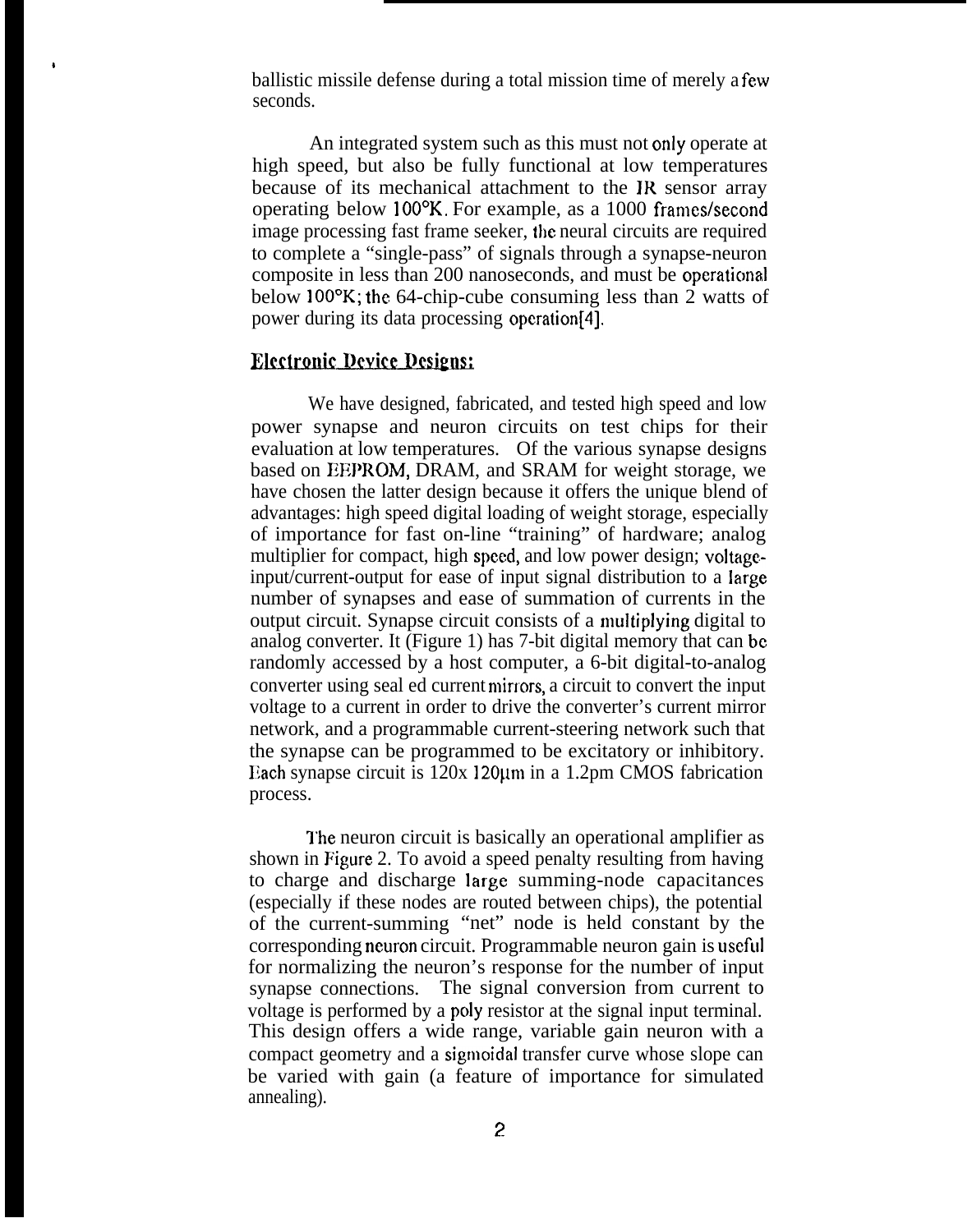ballistic missile defense during a total mission time of merely a few seconds.

An integrated system such as this must not only operate at high speed, but also be fully functional at low temperatures because of its mechanical attachment to the IR sensor array operating below 100°K. For example, as a 1000 frames/second image processing fast frame seeker, the neural circuits are required to complete a "single-pass" of signals through a synapse-neuron composite in less than 200 nanoseconds, and must be operational below 100°K; the 64-chip-cube consuming less than 2 watts of power during its data processing operation[4].

## Electronic Device Designs:

We have designed, fabricated, and tested high speed and low power synapse and neuron circuits on test chips for their evaluation at low temperatures. Of the various synapse designs based on EEPROM, DRAM, and SRAM for weight storage, we have chosen the latter design because it offers the unique blend of advantages: high speed digital loading of weight storage, especially of importance for fast on-line "training" of hardware; analog multiplier for compact, high speed, and low power design; voltage-input/current-output for ease of input signal distribution to a large number of synapses and ease of summation of currents in the output circuit. Synapse circuit consists of a multiplying digital to analog converter. It (Figure 1) has 7-bit digital memory that can be randomly accessed by a host computer, a 6-bit digital-to-analog converter using seal ed current mirrors, a circuit to convert the input voltage to a current in order to drive the converter's current mirror network, and a programmable current-steering network such that the synapse can be programmed to be excitatory or inhibitory. Each synapse circuit is 120x 120μm in a 1.2pm CMOS fabrication process.

The neuron circuit is basically an operational amplifier as shown in Figure 2. To avoid a speed penalty resulting from having to charge and discharge large summing-node capacitances (especially if these nodes are routed between chips), the potential of the current-summing "net" node is held constant by the corresponding neuron circuit. Programmable neuron gain is useful for normalizing the neuron's response for the number of input synapse connections. The signal conversion from current to voltage is performed by a poly resistor at the signal input terminal. This design offers a wide range, variable gain neuron with a compact geometry and a sigmoidal transfer curve whose slope can be varied with gain (a feature of importance for simulated annealing).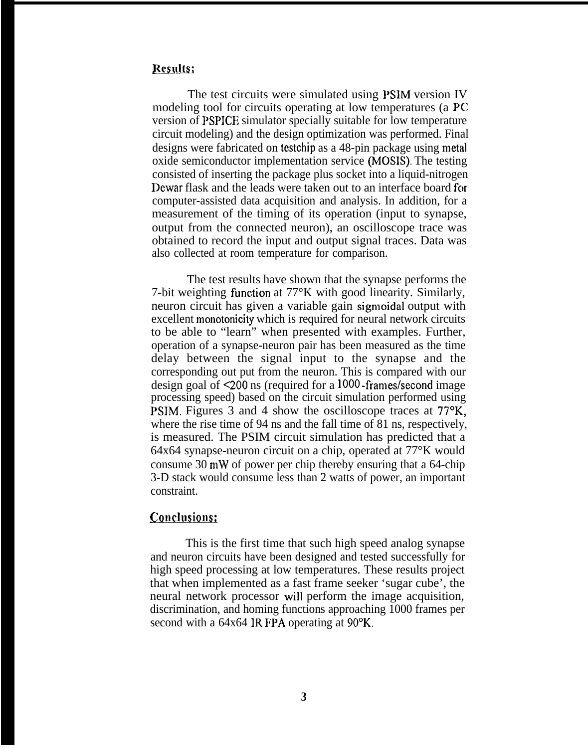## Results:

The test circuits were simulated using PSIM version IV modeling tool for circuits operating at low temperatures (a PC version of PSPICE simulator specially suitable for low temperature circuit modeling) and the design optimization was performed. Final designs were fabricated on testchip as a 48-pin package using metal oxide semiconductor implementation service (MOSIS). The testing consisted of inserting the package plus socket into a liquid-nitrogen Dewar flask and the leads were taken out to an interface board for computer-assisted data acquisition and analysis. In addition, for a measurement of the timing of its operation (input to synapse, output from the connected neuron), an oscilloscope trace was obtained to record the input and output signal traces. Data was also collected at room temperature for comparison.

The test results have shown that the synapse performs the 7-bit weighting function at 77°K with good linearity. Similarly, neuron circuit has given a variable gain sigmoidal output with excellent monotonicity which is required for neural network circuits to be able to "learn" when presented with examples. Further, operation of a synapse-neuron pair has been measured as the time delay between the signal input to the synapse and the corresponding out put from the neuron. This is compared with our design goal of <200 ns (required for a 1000-frames/second image processing speed) based on the circuit simulation performed using PSIM. Figures 3 and 4 show the oscilloscope traces at 77°K, where the rise time of 94 ns and the fall time of 81 ns, respectively, is measured. The PSIM circuit simulation has predicted that a 64x64 synapse-neuron circuit on a chip, operated at 77°K would consume 30 mW of power per chip thereby ensuring that a 64-chip 3-D stack would consume less than 2 watts of power, an important constraint.

## Conclusions:

This is the first time that such high speed analog synapse and neuron circuits have been designed and tested successfully for high speed processing at low temperatures. These results project that when implemented as a fast frame seeker 'sugar cube', the neural network processor will perform the image acquisition, discrimination, and homing functions approaching 1000 frames per second with a 64x64 IR FPA operating at 90°K.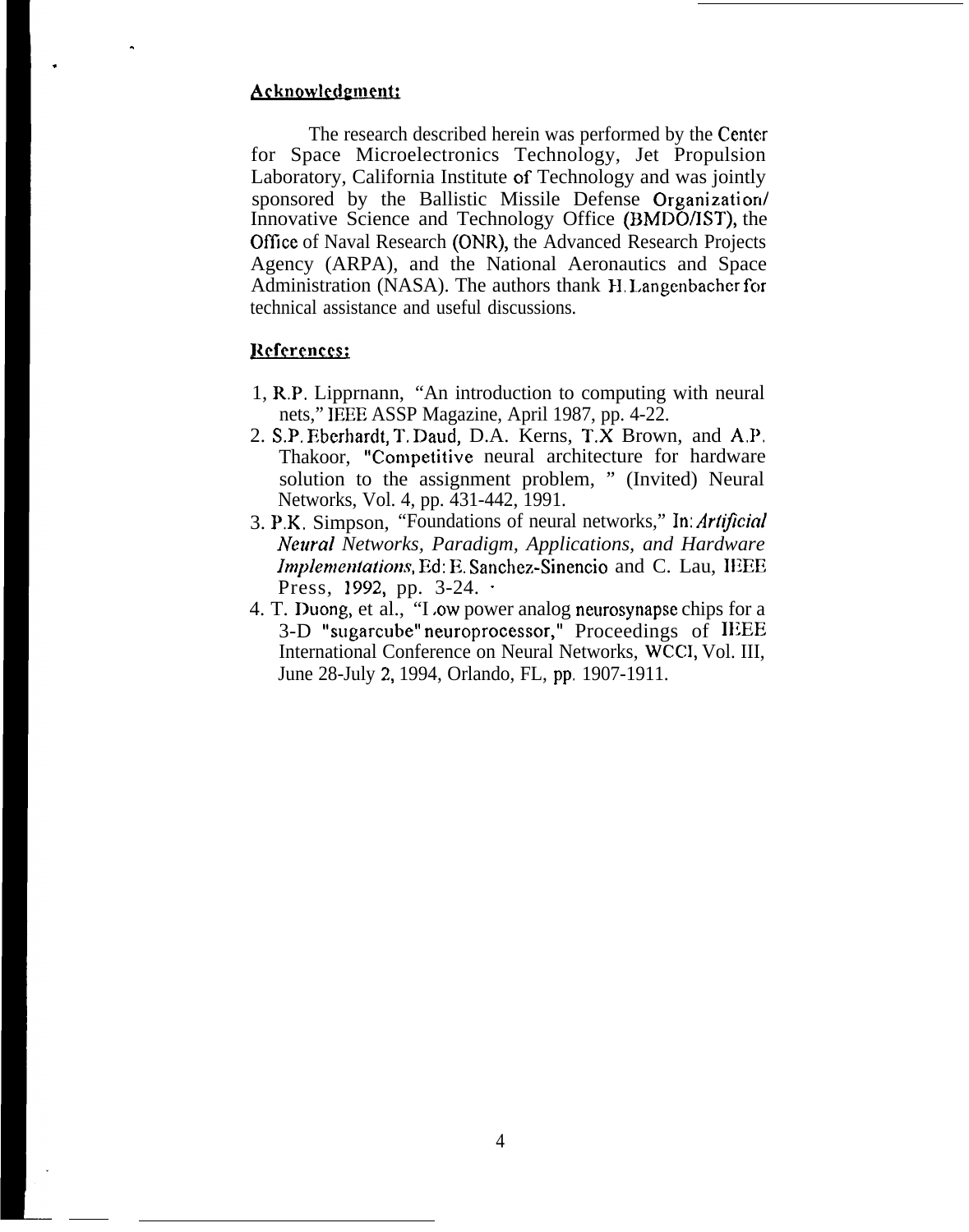## Acknowledgment:

The research described herein was performed by the Center for Space Microelectronics Technology, Jet Propulsion Laboratory, California Institute of Technology and was jointly sponsored by the Ballistic Missile Defense Organization/ Innovative Science and Technology Office (BMDO/IST), the Office of Naval Research (ONR), the Advanced Research Projects Agency (ARPA), and the National Aeronautics and Space Administration (NASA). The authors thank H. Langenbacher for technical assistance and useful discussions.

## References:

1. R.P. Lipprnann, "An introduction to computing with neural nets," IEEE ASSP Magazine, April 1987, pp. 4-22.
2. S.P. Eberhardt, T. Daud, D.A. Kerns, T.X Brown, and A.P. Thakoor, "Competitive neural architecture for hardware solution to the assignment problem, " (Invited) Neural Networks, Vol. 4, pp. 431-442, 1991.
3. P.K. Simpson, "Foundations of neural networks," In: *Artificial Neural Networks, Paradigm, Applications, and Hardware Implementations*, Ed: E. Sanchez-Sinencio and C. Lau, IEEE Press, 1992, pp. 3-24.
4. T. Duong, et al., "Low power analog neurosynapse chips for a 3-D "sugarcube" neuroprocessor," Proceedings of IEEE International Conference on Neural Networks, WCCI, Vol. III, June 28-July 2, 1994, Orlando, FL, pp. 1907-1911.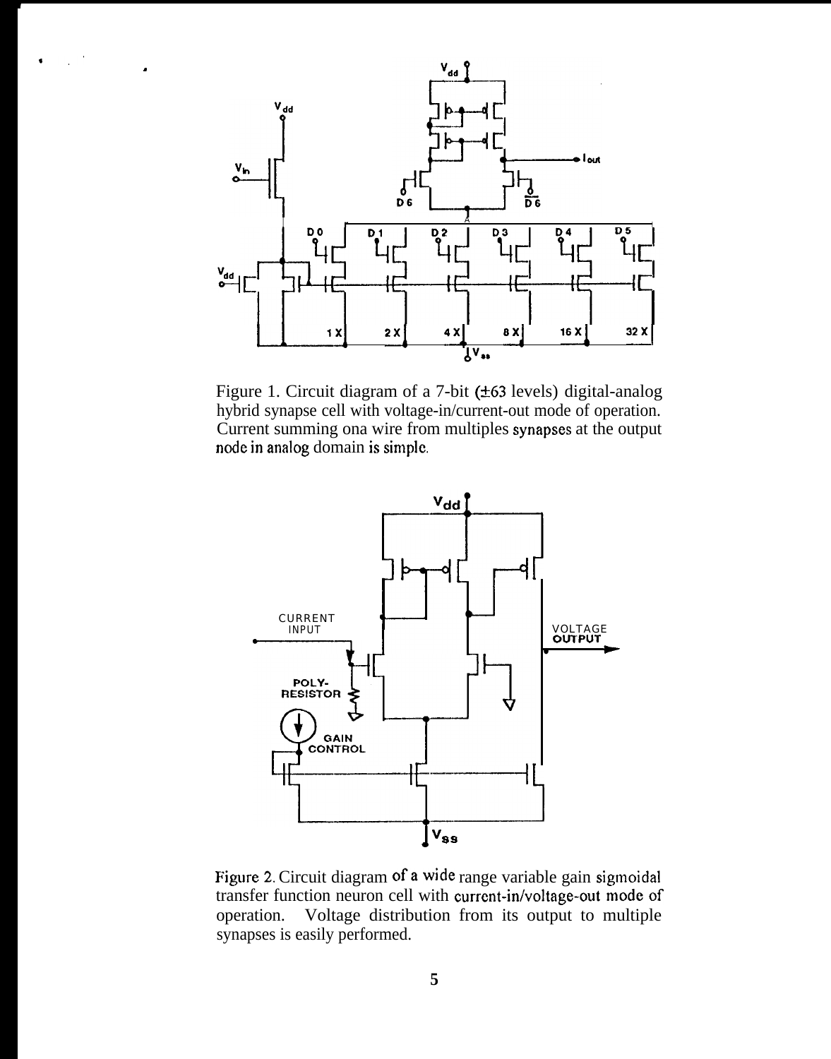Figure 1. Circuit diagram of a 7-bit (±63 levels) digital-analog hybrid synapse cell with voltage-in/current-out mode of operation. Current summing ona wire from multiples synapses at the output node in analog domain is simple.

Figure 2. Circuit diagram of a wide range variable gain sigmoidal transfer function neuron cell with current-in/voltage-out mode of operation. Voltage distribution from its output to multiple synapses is easily performed.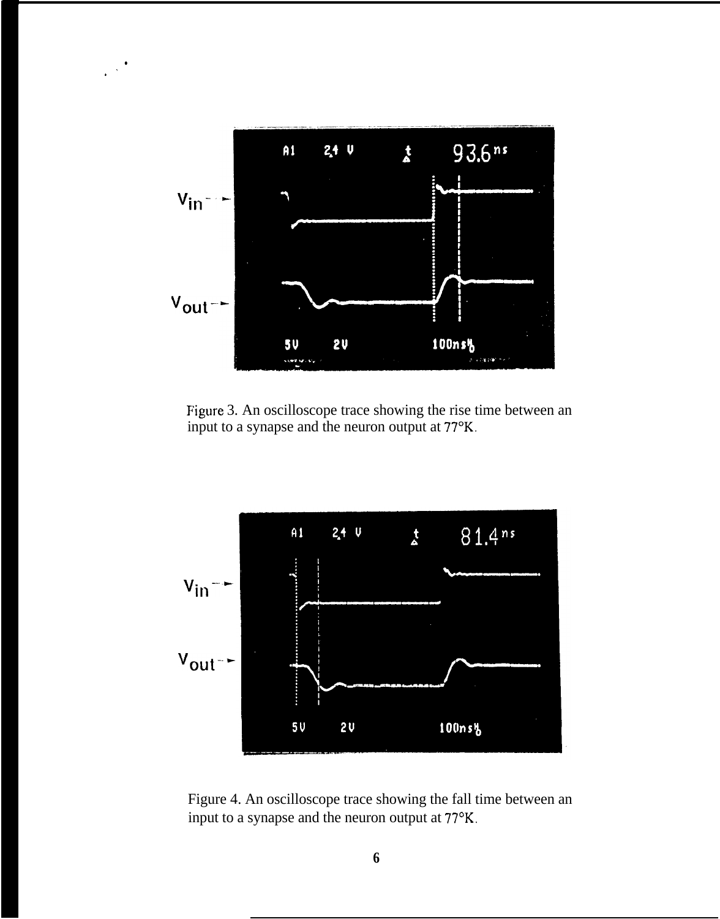Vin

Vout

A1 2.4 V t 93.6ns

5V 2V 100ns

Figure 3. An oscilloscope trace showing the rise time between an input to a synapse and the neuron output at 77°K.

Vin

Vout

A1 2.4 V t 81.4ns

5V 2V 100ns

Figure 4. An oscilloscope trace showing the fall time between an input to a synapse and the neuron output at 77°K.